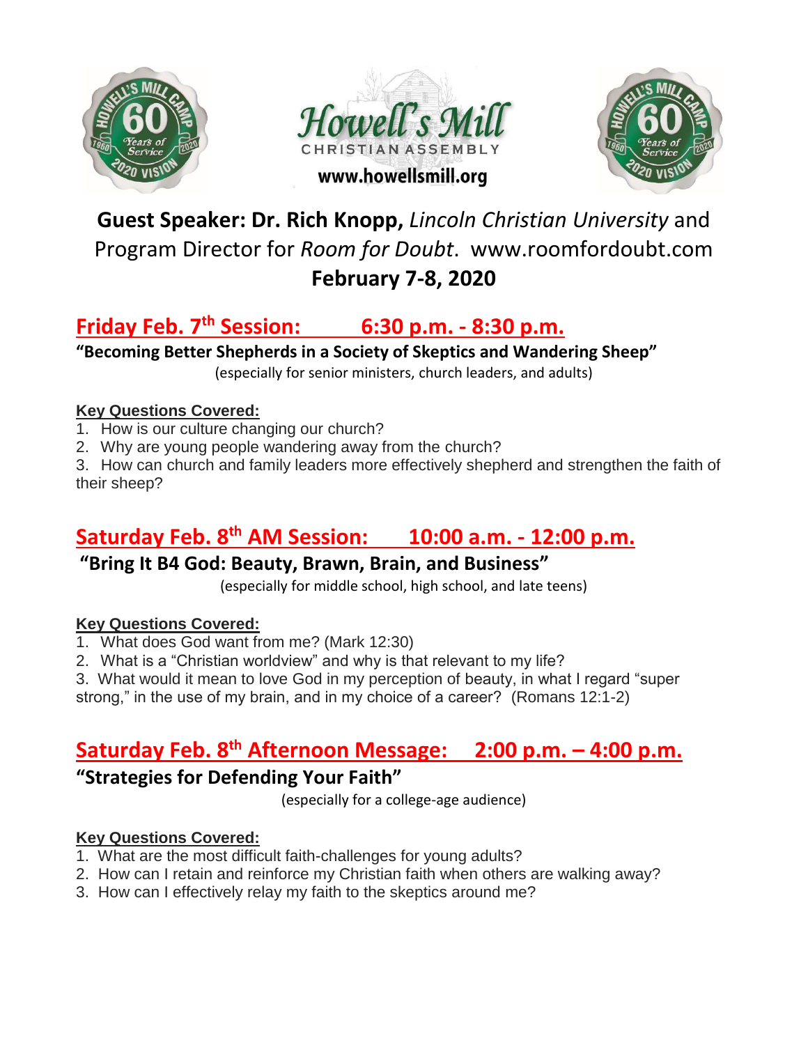Howell's Mill

CHRISTIAN ASSEMBLY

www.howellsmill.org

# Guest Speaker: Dr. Rich Knopp, *Lincoln Christian University* and Program Director for *Room for Doubt*. www.roomfordoubt.com

# February 7-8, 2020

## Friday Feb. 7th Session: 6:30 p.m. - 8:30 p.m.

### "Becoming Better Shepherds in a Society of Skeptics and Wandering Sheep"

(especially for senior ministers, church leaders, and adults)

**Key Questions Covered:**

1. How is our culture changing our church?
2. Why are young people wandering away from the church?
3. How can church and family leaders more effectively shepherd and strengthen the faith of their sheep?

## Saturday Feb. 8th AM Session: 10:00 a.m. - 12:00 p.m.

### "Bring It B4 God: Beauty, Brawn, Brain, and Business"

(especially for middle school, high school, and late teens)

**Key Questions Covered:**

1. What does God want from me? (Mark 12:30)
2. What is a "Christian worldview" and why is that relevant to my life?
3. What would it mean to love God in my perception of beauty, in what I regard "super strong," in the use of my brain, and in my choice of a career? (Romans 12:1-2)

## Saturday Feb. 8th Afternoon Message: 2:00 p.m. – 4:00 p.m.

### "Strategies for Defending Your Faith"

(especially for a college-age audience)

**Key Questions Covered:**

1. What are the most difficult faith-challenges for young adults?
2. How can I retain and reinforce my Christian faith when others are walking away?
3. How can I effectively relay my faith to the skeptics around me?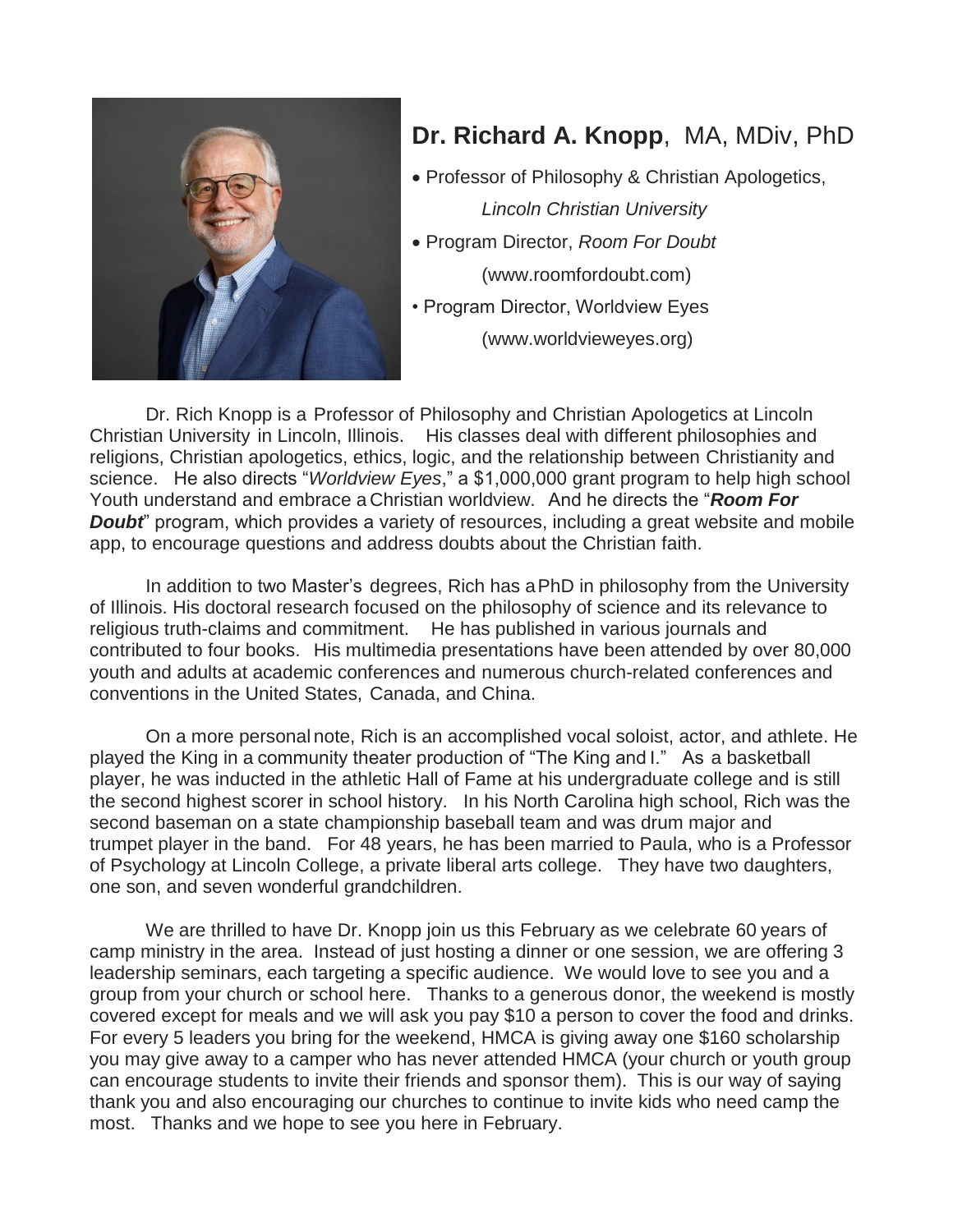## **Dr. Richard A. Knopp**, MA, MDiv, PhD

- Professor of Philosophy & Christian Apologetics, *Lincoln Christian University*
- Program Director, *Room For Doubt* (www.roomfordoubt.com)
- Program Director, Worldview Eyes (www.worldvieweyes.org)

Dr. Rich Knopp is a Professor of Philosophy and Christian Apologetics at Lincoln Christian University in Lincoln, Illinois. His classes deal with different philosophies and religions, Christian apologetics, ethics, logic, and the relationship between Christianity and science. He also directs "*Worldview Eyes*," a $1,000,000 grant program to help high school Youth understand and embrace a Christian worldview. And he directs the "***Room For Doubt***" program, which provides a variety of resources, including a great website and mobile app, to encourage questions and address doubts about the Christian faith.

In addition to two Master's degrees, Rich has a PhD in philosophy from the University of Illinois. His doctoral research focused on the philosophy of science and its relevance to religious truth-claims and commitment. He has published in various journals and contributed to four books. His multimedia presentations have been attended by over 80,000 youth and adults at academic conferences and numerous church-related conferences and conventions in the United States, Canada, and China.

On a more personal note, Rich is an accomplished vocal soloist, actor, and athlete. He played the King in a community theater production of "The King and I." As a basketball player, he was inducted in the athletic Hall of Fame at his undergraduate college and is still the second highest scorer in school history. In his North Carolina high school, Rich was the second baseman on a state championship baseball team and was drum major and trumpet player in the band. For 48 years, he has been married to Paula, who is a Professor of Psychology at Lincoln College, a private liberal arts college. They have two daughters, one son, and seven wonderful grandchildren.

We are thrilled to have Dr. Knopp join us this February as we celebrate 60 years of camp ministry in the area. Instead of just hosting a dinner or one session, we are offering 3 leadership seminars, each targeting a specific audience. We would love to see you and a group from your church or school here. Thanks to a generous donor, the weekend is mostly covered except for meals and we will ask you pay $10 a person to cover the food and drinks. For every 5 leaders you bring for the weekend, HMCA is giving away one $160 scholarship you may give away to a camper who has never attended HMCA (your church or youth group can encourage students to invite their friends and sponsor them). This is our way of saying thank you and also encouraging our churches to continue to invite kids who need camp the most. Thanks and we hope to see you here in February.